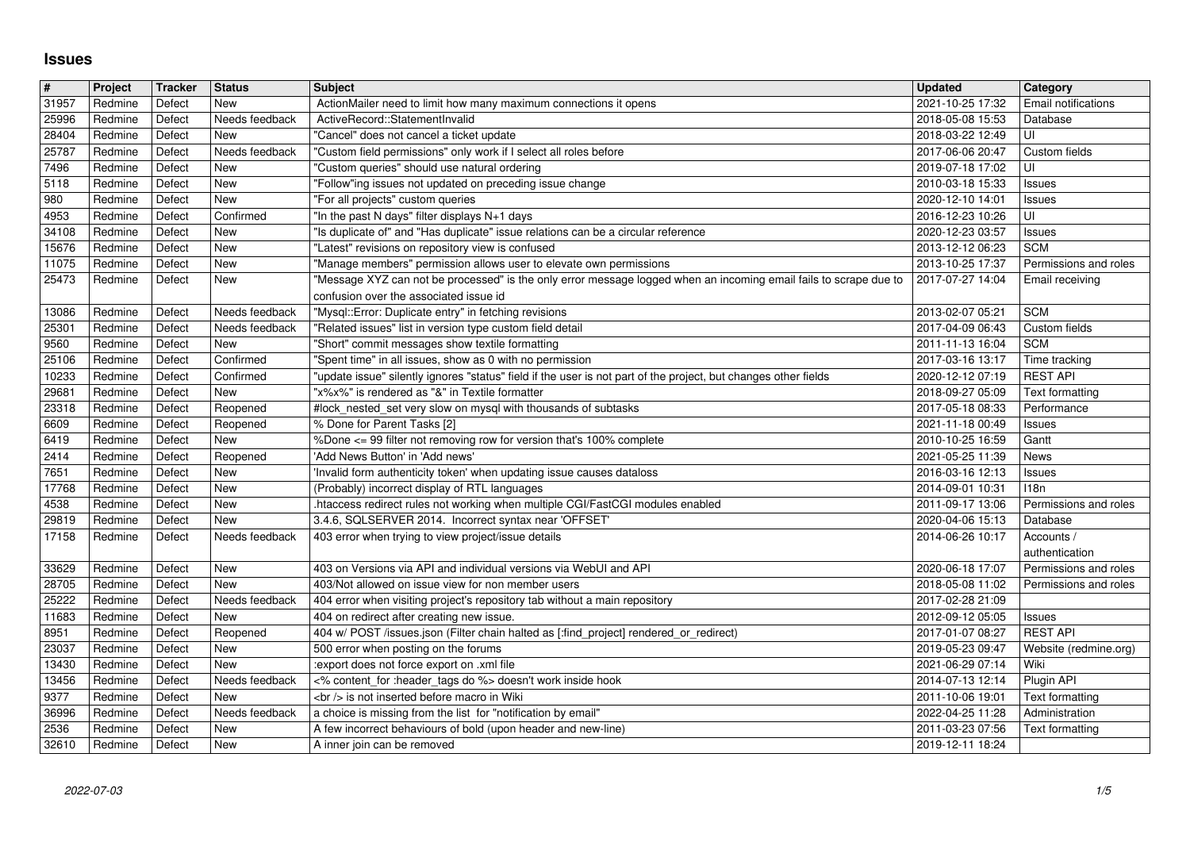# Issues

| # | Project | Tracker | Status | Subject | Updated | Category |
|---|---|---|---|---|---|---|
| 31957 | Redmine | Defect | New | ActionMailer need to limit how many maximum connections it opens | 2021-10-25 17:32 | Email notifications |
| 25996 | Redmine | Defect | Needs feedback | ActiveRecord::StatementInvalid | 2018-05-08 15:53 | Database |
| 28404 | Redmine | Defect | New | "Cancel" does not cancel a ticket update | 2018-03-22 12:49 | UI |
| 25787 | Redmine | Defect | Needs feedback | "Custom field permissions" only work if I select all roles before | 2017-06-06 20:47 | Custom fields |
| 7496 | Redmine | Defect | New | "Custom queries" should use natural ordering | 2019-07-18 17:02 | UI |
| 5118 | Redmine | Defect | New | "Follow"ing issues not updated on preceding issue change | 2010-03-18 15:33 | Issues |
| 980 | Redmine | Defect | New | "For all projects" custom queries | 2020-12-10 14:01 | Issues |
| 4953 | Redmine | Defect | Confirmed | "In the past N days" filter displays N+1 days | 2016-12-23 10:26 | UI |
| 34108 | Redmine | Defect | New | "Is duplicate of" and "Has duplicate" issue relations can be a circular reference | 2020-12-23 03:57 | Issues |
| 15676 | Redmine | Defect | New | "Latest" revisions on repository view is confused | 2013-12-12 06:23 | SCM |
| 11075 | Redmine | Defect | New | "Manage members" permission allows user to elevate own permissions | 2013-10-25 17:37 | Permissions and roles |
| 25473 | Redmine | Defect | New | "Message XYZ can not be processed" is the only error message logged when an incoming email fails to scrape due to confusion over the associated issue id | 2017-07-27 14:04 | Email receiving |
| 13086 | Redmine | Defect | Needs feedback | "Mysql::Error: Duplicate entry" in fetching revisions | 2013-02-07 05:21 | SCM |
| 25301 | Redmine | Defect | Needs feedback | "Related issues" list in version type custom field detail | 2017-04-09 06:43 | Custom fields |
| 9560 | Redmine | Defect | New | "Short" commit messages show textile formatting | 2011-11-13 16:04 | SCM |
| 25106 | Redmine | Defect | Confirmed | "Spent time" in all issues, show as 0 with no permission | 2017-03-16 13:17 | Time tracking |
| 10233 | Redmine | Defect | Confirmed | "update issue" silently ignores "status" field if the user is not part of the project, but changes other fields | 2020-12-12 07:19 | REST API |
| 29681 | Redmine | Defect | New | "x%x%" is rendered as "&" in Textile formatter | 2018-09-27 05:09 | Text formatting |
| 23318 | Redmine | Defect | Reopened | #lock_nested_set very slow on mysql with thousands of subtasks | 2017-05-18 08:33 | Performance |
| 6609 | Redmine | Defect | Reopened | % Done for Parent Tasks [2] | 2021-11-18 00:49 | Issues |
| 6419 | Redmine | Defect | New | %Done <= 99 filter not removing row for version that's 100% complete | 2010-10-25 16:59 | Gantt |
| 2414 | Redmine | Defect | Reopened | 'Add News Button' in 'Add news' | 2021-05-25 11:39 | News |
| 7651 | Redmine | Defect | New | 'Invalid form authenticity token' when updating issue causes dataloss | 2016-03-16 12:13 | Issues |
| 17768 | Redmine | Defect | New | (Probably) incorrect display of RTL languages | 2014-09-01 10:31 | I18n |
| 4538 | Redmine | Defect | New | .htaccess redirect rules not working when multiple CGI/FastCGI modules enabled | 2011-09-17 13:06 | Permissions and roles |
| 29819 | Redmine | Defect | New | 3.4.6, SQLSERVER 2014. Incorrect syntax near 'OFFSET' | 2020-04-06 15:13 | Database |
| 17158 | Redmine | Defect | Needs feedback | 403 error when trying to view project/issue details | 2014-06-26 10:17 | Accounts / authentication |
| 33629 | Redmine | Defect | New | 403 on Versions via API and individual versions via WebUI and API | 2020-06-18 17:07 | Permissions and roles |
| 28705 | Redmine | Defect | New | 403/Not allowed on issue view for non member users | 2018-05-08 11:02 | Permissions and roles |
| 25222 | Redmine | Defect | Needs feedback | 404 error when visiting project's repository tab without a main repository | 2017-02-28 21:09 | |
| 11683 | Redmine | Defect | New | 404 on redirect after creating new issue. | 2012-09-12 05:05 | Issues |
| 8951 | Redmine | Defect | Reopened | 404 w/ POST /issues.json (Filter chain halted as [:find_project] rendered_or_redirect) | 2017-01-07 08:27 | REST API |
| 23037 | Redmine | Defect | New | 500 error when posting on the forums | 2019-05-23 09:47 | Website (redmine.org) |
| 13430 | Redmine | Defect | New | :export does not force export on .xml file | 2021-06-29 07:14 | Wiki |
| 13456 | Redmine | Defect | Needs feedback | <% content_for :header_tags do %> doesn't work inside hook | 2014-07-13 12:14 | Plugin API |
| 9377 | Redmine | Defect | New | <br /> is not inserted before macro in Wiki | 2011-10-06 19:01 | Text formatting |
| 36996 | Redmine | Defect | Needs feedback | a choice is missing from the list for "notification by email" | 2022-04-25 11:28 | Administration |
| 2536 | Redmine | Defect | New | A few incorrect behaviours of bold (upon header and new-line) | 2011-03-23 07:56 | Text formatting |
| 32610 | Redmine | Defect | New | A inner join can be removed | 2019-12-11 18:24 | |

2022-07-03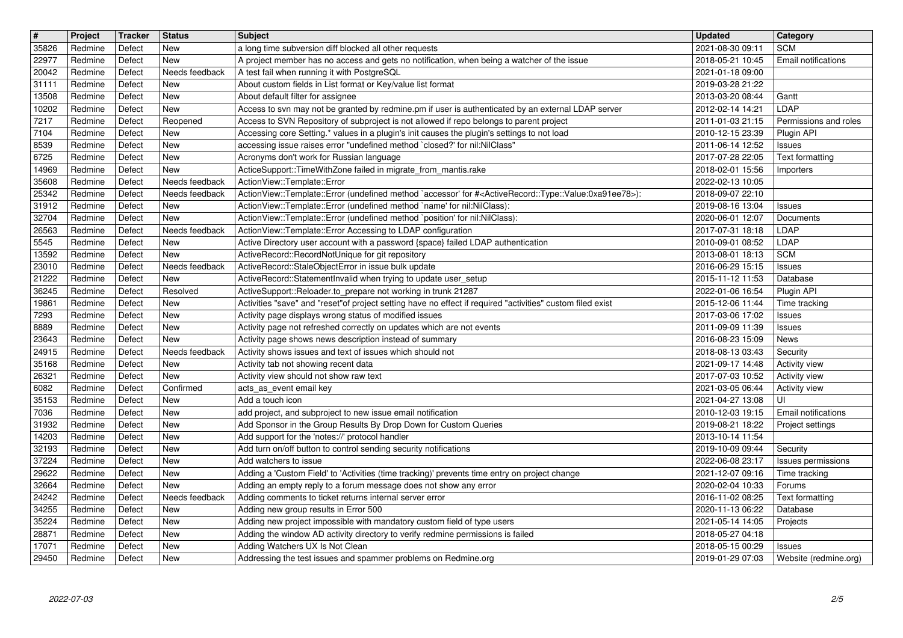| # | Project | Tracker | Status | Subject | Updated | Category |
|---|---|---|---|---|---|---|
| 35826 | Redmine | Defect | New | a long time subversion diff blocked all other requests | 2021-08-30 09:11 | SCM |
| 22977 | Redmine | Defect | New | A project member has no access and gets no notification, when being a watcher of the issue | 2018-05-21 10:45 | Email notifications |
| 20042 | Redmine | Defect | Needs feedback | A test fail when running it with PostgreSQL | 2021-01-18 09:00 | |
| 31111 | Redmine | Defect | New | About custom fields in List format or Key/value list format | 2019-03-28 21:22 | |
| 13508 | Redmine | Defect | New | About default filter for assignee | 2013-03-20 08:44 | Gantt |
| 10202 | Redmine | Defect | New | Access to svn may not be granted by redmine.pm if user is authenticated by an external LDAP server | 2012-02-14 14:21 | LDAP |
| 7217 | Redmine | Defect | Reopened | Access to SVN Repository of subproject is not allowed if repo belongs to parent project | 2011-01-03 21:15 | Permissions and roles |
| 7104 | Redmine | Defect | New | Accessing core Setting.* values in a plugin's init causes the plugin's settings to not load | 2010-12-15 23:39 | Plugin API |
| 8539 | Redmine | Defect | New | accessing issue raises error "undefined method `closed?' for nil:NilClass" | 2011-06-14 12:52 | Issues |
| 6725 | Redmine | Defect | New | Acronyms don't work for Russian language | 2017-07-28 22:05 | Text formatting |
| 14969 | Redmine | Defect | New | ActiceSupport::TimeWithZone failed in migrate_from_mantis.rake | 2018-02-01 15:56 | Importers |
| 35608 | Redmine | Defect | Needs feedback | ActionView::Template::Error | 2022-02-13 10:05 | |
| 25342 | Redmine | Defect | Needs feedback | ActionView::Template::Error (undefined method `accessor' for #<ActiveRecord::Type::Value:0xa91ee78>): | 2018-09-07 22:10 | |
| 31912 | Redmine | Defect | New | ActionView::Template::Error (undefined method `name' for nil:NilClass): | 2019-08-16 13:04 | Issues |
| 32704 | Redmine | Defect | New | ActionView::Template::Error (undefined method `position' for nil:NilClass): | 2020-06-01 12:07 | Documents |
| 26563 | Redmine | Defect | Needs feedback | ActionView::Template::Error Accessing to LDAP configuration | 2017-07-31 18:18 | LDAP |
| 5545 | Redmine | Defect | New | Active Directory user account with a password {space} failed LDAP authentication | 2010-09-01 08:52 | LDAP |
| 13592 | Redmine | Defect | New | ActiveRecord::RecordNotUnique for git repository | 2013-08-01 18:13 | SCM |
| 23010 | Redmine | Defect | Needs feedback | ActiveRecord::StaleObjectError in issue bulk update | 2016-06-29 15:15 | Issues |
| 21222 | Redmine | Defect | New | ActiveRecord::StatementInvalid when trying to update user_setup | 2015-11-12 11:53 | Database |
| 36245 | Redmine | Defect | Resolved | ActiveSupport::Reloader.to_prepare not working in trunk 21287 | 2022-01-06 16:54 | Plugin API |
| 19861 | Redmine | Defect | New | Activities "save" and "reset"of project setting have no effect if required "activities" custom filed exist | 2015-12-06 11:44 | Time tracking |
| 7293 | Redmine | Defect | New | Activity page displays wrong status of modified issues | 2017-03-06 17:02 | Issues |
| 8889 | Redmine | Defect | New | Activity page not refreshed correctly on updates which are not events | 2011-09-09 11:39 | Issues |
| 23643 | Redmine | Defect | New | Activity page shows news description instead of summary | 2016-08-23 15:09 | News |
| 24915 | Redmine | Defect | Needs feedback | Activity shows issues and text of issues which should not | 2018-08-13 03:43 | Security |
| 35168 | Redmine | Defect | New | Activity tab not showing recent data | 2021-09-17 14:48 | Activity view |
| 26321 | Redmine | Defect | New | Activity view should not show raw text | 2017-07-03 10:52 | Activity view |
| 6082 | Redmine | Defect | Confirmed | acts_as_event email key | 2021-03-05 06:44 | Activity view |
| 35153 | Redmine | Defect | New | Add a touch icon | 2021-04-27 13:08 | UI |
| 7036 | Redmine | Defect | New | add project, and subproject to new issue email notification | 2010-12-03 19:15 | Email notifications |
| 31932 | Redmine | Defect | New | Add Sponsor in the Group Results By Drop Down for Custom Queries | 2019-08-21 18:22 | Project settings |
| 14203 | Redmine | Defect | New | Add support for the 'notes://' protocol handler | 2013-10-14 11:54 | |
| 32193 | Redmine | Defect | New | Add turn on/off button to control sending security notifications | 2019-10-09 09:44 | Security |
| 37224 | Redmine | Defect | New | Add watchers to issue | 2022-06-08 23:17 | Issues permissions |
| 29622 | Redmine | Defect | New | Adding a 'Custom Field' to 'Activities (time tracking)' prevents time entry on project change | 2021-12-07 09:16 | Time tracking |
| 32664 | Redmine | Defect | New | Adding an empty reply to a forum message does not show any error | 2020-02-04 10:33 | Forums |
| 24242 | Redmine | Defect | Needs feedback | Adding comments to ticket returns internal server error | 2016-11-02 08:25 | Text formatting |
| 34255 | Redmine | Defect | New | Adding new group results in Error 500 | 2020-11-13 06:22 | Database |
| 35224 | Redmine | Defect | New | Adding new project impossible with mandatory custom field of type users | 2021-05-14 14:05 | Projects |
| 28871 | Redmine | Defect | New | Adding the window AD activity directory to verify redmine permissions is failed | 2018-05-27 04:18 | |
| 17071 | Redmine | Defect | New | Adding Watchers UX Is Not Clean | 2018-05-15 00:29 | Issues |
| 29450 | Redmine | Defect | New | Addressing the test issues and spammer problems on Redmine.org | 2019-01-29 07:03 | Website (redmine.org) |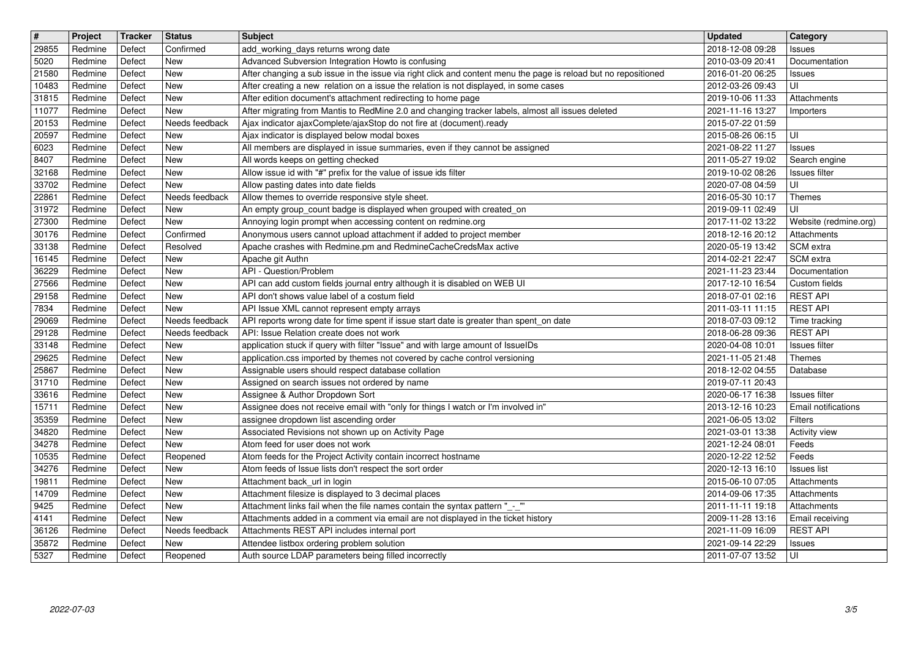| # | Project | Tracker | Status | Subject | Updated | Category |
|---|---|---|---|---|---|---|
| 29855 | Redmine | Defect | Confirmed | add_working_days returns wrong date | 2018-12-08 09:28 | Issues |
| 5020 | Redmine | Defect | New | Advanced Subversion Integration Howto is confusing | 2010-03-09 20:41 | Documentation |
| 21580 | Redmine | Defect | New | After changing a sub issue in the issue via right click and content menu the page is reload but no repositioned | 2016-01-20 06:25 | Issues |
| 10483 | Redmine | Defect | New | After creating a new relation on a issue the relation is not displayed, in some cases | 2012-03-26 09:43 | UI |
| 31815 | Redmine | Defect | New | After edition document's attachment redirecting to home page | 2019-10-06 11:33 | Attachments |
| 11077 | Redmine | Defect | New | After migrating from Mantis to RedMine 2.0 and changing tracker labels, almost all issues deleted | 2021-11-16 13:27 | Importers |
| 20153 | Redmine | Defect | Needs feedback | Ajax indicator ajaxComplete/ajaxStop do not fire at (document).ready | 2015-07-22 01:59 | |
| 20597 | Redmine | Defect | New | Ajax indicator is displayed below modal boxes | 2015-08-26 06:15 | UI |
| 6023 | Redmine | Defect | New | All members are displayed in issue summaries, even if they cannot be assigned | 2021-08-22 11:27 | Issues |
| 8407 | Redmine | Defect | New | All words keeps on getting checked | 2011-05-27 19:02 | Search engine |
| 32168 | Redmine | Defect | New | Allow issue id with "#" prefix for the value of issue ids filter | 2019-10-02 08:26 | Issues filter |
| 33702 | Redmine | Defect | New | Allow pasting dates into date fields | 2020-07-08 04:59 | UI |
| 22861 | Redmine | Defect | Needs feedback | Allow themes to override responsive style sheet. | 2016-05-30 10:17 | Themes |
| 31972 | Redmine | Defect | New | An empty group_count badge is displayed when grouped with created_on | 2019-09-11 02:49 | UI |
| 27300 | Redmine | Defect | New | Annoying login prompt when accessing content on redmine.org | 2017-11-02 13:22 | Website (redmine.org) |
| 30176 | Redmine | Defect | Confirmed | Anonymous users cannot upload attachment if added to project member | 2018-12-16 20:12 | Attachments |
| 33138 | Redmine | Defect | Resolved | Apache crashes with Redmine.pm and RedmineCacheCredsMax active | 2020-05-19 13:42 | SCM extra |
| 16145 | Redmine | Defect | New | Apache git Authn | 2014-02-21 22:47 | SCM extra |
| 36229 | Redmine | Defect | New | API - Question/Problem | 2021-11-23 23:44 | Documentation |
| 27566 | Redmine | Defect | New | API can add custom fields journal entry although it is disabled on WEB UI | 2017-12-10 16:54 | Custom fields |
| 29158 | Redmine | Defect | New | API don't shows value label of a costum field | 2018-07-01 02:16 | REST API |
| 7834 | Redmine | Defect | New | API Issue XML cannot represent empty arrays | 2011-03-11 11:15 | REST API |
| 29069 | Redmine | Defect | Needs feedback | API reports wrong date for time spent if issue start date is greater than spent_on date | 2018-07-03 09:12 | Time tracking |
| 29128 | Redmine | Defect | Needs feedback | API: Issue Relation create does not work | 2018-06-28 09:36 | REST API |
| 33148 | Redmine | Defect | New | application stuck if query with filter "Issue" and with large amount of IssueIDs | 2020-04-08 10:01 | Issues filter |
| 29625 | Redmine | Defect | New | application.css imported by themes not covered by cache control versioning | 2021-11-05 21:48 | Themes |
| 25867 | Redmine | Defect | New | Assignable users should respect database collation | 2018-12-02 04:55 | Database |
| 31710 | Redmine | Defect | New | Assigned on search issues not ordered by name | 2019-07-11 20:43 | |
| 33616 | Redmine | Defect | New | Assignee & Author Dropdown Sort | 2020-06-17 16:38 | Issues filter |
| 15711 | Redmine | Defect | New | Assignee does not receive email with "only for things I watch or I'm involved in" | 2013-12-16 10:23 | Email notifications |
| 35359 | Redmine | Defect | New | assignee dropdown list ascending order | 2021-06-05 13:02 | Filters |
| 34820 | Redmine | Defect | New | Associated Revisions not shown up on Activity Page | 2021-03-01 13:38 | Activity view |
| 34278 | Redmine | Defect | New | Atom feed for user does not work | 2021-12-24 08:01 | Feeds |
| 10535 | Redmine | Defect | Reopened | Atom feeds for the Project Activity contain incorrect hostname | 2020-12-22 12:52 | Feeds |
| 34276 | Redmine | Defect | New | Atom feeds of Issue lists don't respect the sort order | 2020-12-13 16:10 | Issues list |
| 19811 | Redmine | Defect | New | Attachment back_url in login | 2015-06-10 07:05 | Attachments |
| 14709 | Redmine | Defect | New | Attachment filesize is displayed to 3 decimal places | 2014-09-06 17:35 | Attachments |
| 9425 | Redmine | Defect | New | Attachment links fail when the file names contain the syntax pattern "_-_" | 2011-11-11 19:18 | Attachments |
| 4141 | Redmine | Defect | New | Attachments added in a comment via email are not displayed in the ticket history | 2009-11-28 13:16 | Email receiving |
| 36126 | Redmine | Defect | Needs feedback | Attachments REST API includes internal port | 2021-11-09 16:09 | REST API |
| 35872 | Redmine | Defect | New | Attendee listbox ordering problem solution | 2021-09-14 22:29 | Issues |
| 5327 | Redmine | Defect | Reopened | Auth source LDAP parameters being filled incorrectly | 2011-07-07 13:52 | UI |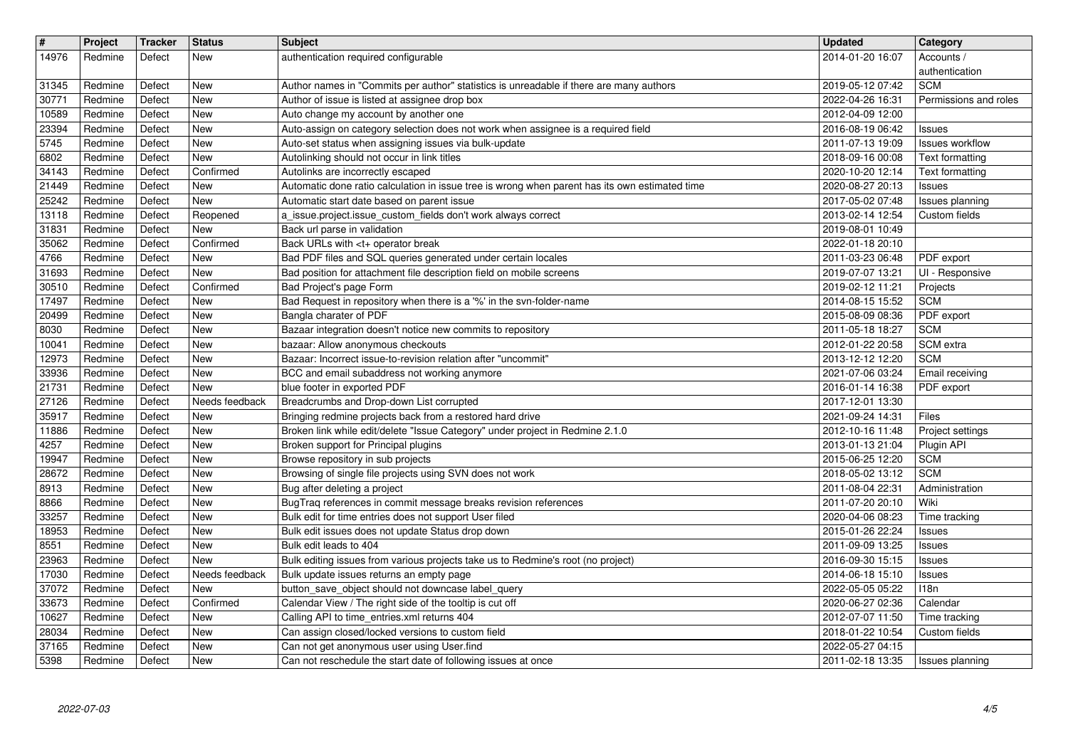| # | Project | Tracker | Status | Subject | Updated | Category |
|---|---|---|---|---|---|---|
| 14976 | Redmine | Defect | New | authentication required configurable | 2014-01-20 16:07 | Accounts / authentication |
| 31345 | Redmine | Defect | New | Author names in "Commits per author" statistics is unreadable if there are many authors | 2019-05-12 07:42 | SCM |
| 30771 | Redmine | Defect | New | Author of issue is listed at assignee drop box | 2022-04-26 16:31 | Permissions and roles |
| 10589 | Redmine | Defect | New | Auto change my account by another one | 2012-04-09 12:00 | |
| 23394 | Redmine | Defect | New | Auto-assign on category selection does not work when assignee is a required field | 2016-08-19 06:42 | Issues |
| 5745 | Redmine | Defect | New | Auto-set status when assigning issues via bulk-update | 2011-07-13 19:09 | Issues workflow |
| 6802 | Redmine | Defect | New | Autolinking should not occur in link titles | 2018-09-16 00:08 | Text formatting |
| 34143 | Redmine | Defect | Confirmed | Autolinks are incorrectly escaped | 2020-10-20 12:14 | Text formatting |
| 21449 | Redmine | Defect | New | Automatic done ratio calculation in issue tree is wrong when parent has its own estimated time | 2020-08-27 20:13 | Issues |
| 25242 | Redmine | Defect | New | Automatic start date based on parent issue | 2017-05-02 07:48 | Issues planning |
| 13118 | Redmine | Defect | Reopened | a_issue.project.issue_custom_fields don't work always correct | 2013-02-14 12:54 | Custom fields |
| 31831 | Redmine | Defect | New | Back url parse in validation | 2019-08-01 10:49 | |
| 35062 | Redmine | Defect | Confirmed | Back URLs with <t+ operator break | 2022-01-18 20:10 | |
| 4766 | Redmine | Defect | New | Bad PDF files and SQL queries generated under certain locales | 2011-03-23 06:48 | PDF export |
| 31693 | Redmine | Defect | New | Bad position for attachment file description field on mobile screens | 2019-07-07 13:21 | UI - Responsive |
| 30510 | Redmine | Defect | Confirmed | Bad Project's page Form | 2019-02-12 11:21 | Projects |
| 17497 | Redmine | Defect | New | Bad Request in repository when there is a '%' in the svn-folder-name | 2014-08-15 15:52 | SCM |
| 20499 | Redmine | Defect | New | Bangla charater of PDF | 2015-08-09 08:36 | PDF export |
| 8030 | Redmine | Defect | New | Bazaar integration doesn't notice new commits to repository | 2011-05-18 18:27 | SCM |
| 10041 | Redmine | Defect | New | bazaar: Allow anonymous checkouts | 2012-01-22 20:58 | SCM extra |
| 12973 | Redmine | Defect | New | Bazaar: Incorrect issue-to-revision relation after "uncommit" | 2013-12-12 12:20 | SCM |
| 33936 | Redmine | Defect | New | BCC and email subaddress not working anymore | 2021-07-06 03:24 | Email receiving |
| 21731 | Redmine | Defect | New | blue footer in exported PDF | 2016-01-14 16:38 | PDF export |
| 27126 | Redmine | Defect | Needs feedback | Breadcrumbs and Drop-down List corrupted | 2017-12-01 13:30 | |
| 35917 | Redmine | Defect | New | Bringing redmine projects back from a restored hard drive | 2021-09-24 14:31 | Files |
| 11886 | Redmine | Defect | New | Broken link while edit/delete "Issue Category" under project in Redmine 2.1.0 | 2012-10-16 11:48 | Project settings |
| 4257 | Redmine | Defect | New | Broken support for Principal plugins | 2013-01-13 21:04 | Plugin API |
| 19947 | Redmine | Defect | New | Browse repository in sub projects | 2015-06-25 12:20 | SCM |
| 28672 | Redmine | Defect | New | Browsing of single file projects using SVN does not work | 2018-05-02 13:12 | SCM |
| 8913 | Redmine | Defect | New | Bug after deleting a project | 2011-08-04 22:31 | Administration |
| 8866 | Redmine | Defect | New | BugTraq references in commit message breaks revision references | 2011-07-20 20:10 | Wiki |
| 33257 | Redmine | Defect | New | Bulk edit for time entries does not support User filed | 2020-04-06 08:23 | Time tracking |
| 18953 | Redmine | Defect | New | Bulk edit issues does not update Status drop down | 2015-01-26 22:24 | Issues |
| 8551 | Redmine | Defect | New | Bulk edit leads to 404 | 2011-09-09 13:25 | Issues |
| 23963 | Redmine | Defect | New | Bulk editing issues from various projects take us to Redmine's root (no project) | 2016-09-30 15:15 | Issues |
| 17030 | Redmine | Defect | Needs feedback | Bulk update issues returns an empty page | 2014-06-18 15:10 | Issues |
| 37072 | Redmine | Defect | New | button_save_object should not downcase label_query | 2022-05-05 05:22 | I18n |
| 33673 | Redmine | Defect | Confirmed | Calendar View / The right side of the tooltip is cut off | 2020-06-27 02:36 | Calendar |
| 10627 | Redmine | Defect | New | Calling API to time_entries.xml returns 404 | 2012-07-07 11:50 | Time tracking |
| 28034 | Redmine | Defect | New | Can assign closed/locked versions to custom field | 2018-01-22 10:54 | Custom fields |
| 37165 | Redmine | Defect | New | Can not get anonymous user using User.find | 2022-05-27 04:15 | |
| 5398 | Redmine | Defect | New | Can not reschedule the start date of following issues at once | 2011-02-18 13:35 | Issues planning |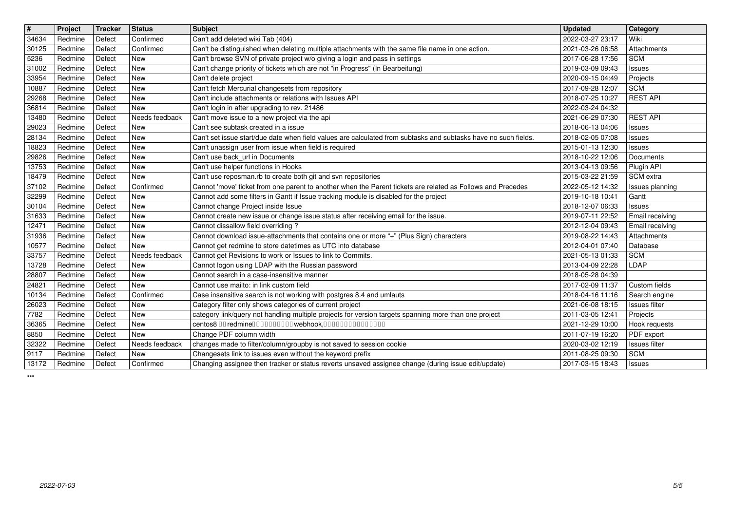| # | Project | Tracker | Status | Subject | Updated | Category |
|---|---|---|---|---|---|---|
| 34634 | Redmine | Defect | Confirmed | Can't add deleted wiki Tab (404) | 2022-03-27 23:17 | Wiki |
| 30125 | Redmine | Defect | Confirmed | Can't be distinguished when deleting multiple attachments with the same file name in one action. | 2021-03-26 06:58 | Attachments |
| 5236 | Redmine | Defect | New | Can't browse SVN of private project w/o giving a login and pass in settings | 2017-06-28 17:56 | SCM |
| 31002 | Redmine | Defect | New | Can't change priority of tickets which are not "in Progress" (In Bearbeitung) | 2019-03-09 09:43 | Issues |
| 33954 | Redmine | Defect | New | Can't delete project | 2020-09-15 04:49 | Projects |
| 10887 | Redmine | Defect | New | Can't fetch Mercurial changesets from repository | 2017-09-28 12:07 | SCM |
| 29268 | Redmine | Defect | New | Can't include attachments or relations with Issues API | 2018-07-25 10:27 | REST API |
| 36814 | Redmine | Defect | New | Can't login in after upgrading to rev. 21486 | 2022-03-24 04:32 | |
| 13480 | Redmine | Defect | Needs feedback | Can't move issue to a new project via the api | 2021-06-29 07:30 | REST API |
| 29023 | Redmine | Defect | New | Can't see subtask created in a issue | 2018-06-13 04:06 | Issues |
| 28134 | Redmine | Defect | New | Can't set issue start/due date when field values are calculated from subtasks and subtasks have no such fields. | 2018-02-05 07:08 | Issues |
| 18823 | Redmine | Defect | New | Can't unassign user from issue when field is required | 2015-01-13 12:30 | Issues |
| 29826 | Redmine | Defect | New | Can't use back_url in Documents | 2018-10-22 12:06 | Documents |
| 13753 | Redmine | Defect | New | Can't use helper functions in Hooks | 2013-04-13 09:56 | Plugin API |
| 18479 | Redmine | Defect | New | Can't use reposman.rb to create both git and svn repositories | 2015-03-22 21:59 | SCM extra |
| 37102 | Redmine | Defect | Confirmed | Cannot 'move' ticket from one parent to another when the Parent tickets are related as Follows and Precedes | 2022-05-12 14:32 | Issues planning |
| 32299 | Redmine | Defect | New | Cannot add some filters in Gantt if Issue tracking module is disabled for the project | 2019-10-18 10:41 | Gantt |
| 30104 | Redmine | Defect | New | Cannot change Project inside Issue | 2018-12-07 06:33 | Issues |
| 31633 | Redmine | Defect | New | Cannot create new issue or change issue status after receiving email for the issue. | 2019-07-11 22:52 | Email receiving |
| 12471 | Redmine | Defect | New | Cannot dissallow field overriding ? | 2012-12-04 09:43 | Email receiving |
| 31936 | Redmine | Defect | New | Cannot download issue-attachments that contains one or more "+" (Plus Sign) characters | 2019-08-22 14:43 | Attachments |
| 10577 | Redmine | Defect | New | Cannot get redmine to store datetimes as UTC into database | 2012-04-01 07:40 | Database |
| 33757 | Redmine | Defect | Needs feedback | Cannot get Revisions to work or Issues to link to Commits. | 2021-05-13 01:33 | SCM |
| 13728 | Redmine | Defect | New | Cannot logon using LDAP with the Russian password | 2013-04-09 22:28 | LDAP |
| 28807 | Redmine | Defect | New | Cannot search in a case-insensitive manner | 2018-05-28 04:39 | |
| 24821 | Redmine | Defect | New | Cannot use mailto: in link custom field | 2017-02-09 11:37 | Custom fields |
| 10134 | Redmine | Defect | Confirmed | Case insensitive search is not working with postgres 8.4 and umlauts | 2018-04-16 11:16 | Search engine |
| 26023 | Redmine | Defect | New | Category filter only shows categories of current project | 2021-06-08 18:15 | Issues filter |
| 7782 | Redmine | Defect | New | category link/query not handling multiple projects for version targets spanning more than one project | 2011-03-05 12:41 | Projects |
| 36365 | Redmine | Defect | New | centos8 □□redmine□□□□□□□□□□webhook,□□□□□□□□□□□□□□□□ | 2021-12-29 10:00 | Hook requests |
| 8850 | Redmine | Defect | New | Change PDF column width | 2011-07-19 16:20 | PDF export |
| 32322 | Redmine | Defect | Needs feedback | changes made to filter/column/groupby is not saved to session cookie | 2020-03-02 12:19 | Issues filter |
| 9117 | Redmine | Defect | New | Changesets link to issues even without the keyword prefix | 2011-08-25 09:30 | SCM |
| 13172 | Redmine | Defect | Confirmed | Changing assignee then tracker or status reverts unsaved assignee change (during issue edit/update) | 2017-03-15 18:43 | Issues |

...